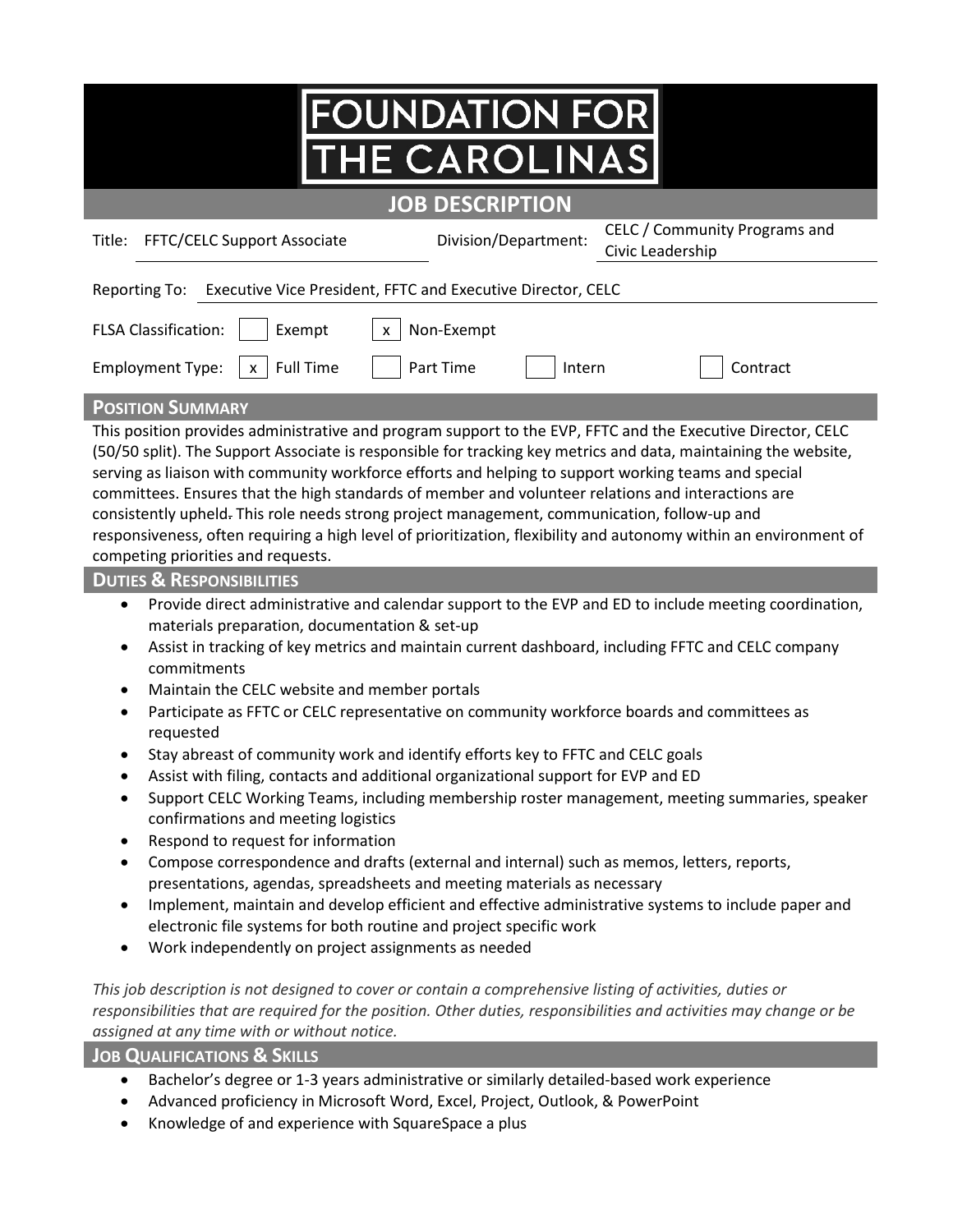# FOUNDATION FOR THE CAROLINAS

## JOB DESCRIPTION

Title: FFTC/CELC Support Associate

Division/Department: CELC / Community Programs and Civic Leadership

Reporting To: Executive Vice President, FFTC and Executive Director, CELC

FLSA Classification: [ ] Exempt [x] Non-Exempt

Employment Type: [x] Full Time [ ] Part Time [ ] Intern [ ] Contract

### POSITION SUMMARY

This position provides administrative and program support to the EVP, FFTC and the Executive Director, CELC (50/50 split). The Support Associate is responsible for tracking key metrics and data, maintaining the website, serving as liaison with community workforce efforts and helping to support working teams and special committees. Ensures that the high standards of member and volunteer relations and interactions are consistently upheld. This role needs strong project management, communication, follow-up and responsiveness, often requiring a high level of prioritization, flexibility and autonomy within an environment of competing priorities and requests.

### DUTIES & RESPONSIBILITIES

- Provide direct administrative and calendar support to the EVP and ED to include meeting coordination, materials preparation, documentation & set-up
- Assist in tracking of key metrics and maintain current dashboard, including FFTC and CELC company commitments
- Maintain the CELC website and member portals
- Participate as FFTC or CELC representative on community workforce boards and committees as requested
- Stay abreast of community work and identify efforts key to FFTC and CELC goals
- Assist with filing, contacts and additional organizational support for EVP and ED
- Support CELC Working Teams, including membership roster management, meeting summaries, speaker confirmations and meeting logistics
- Respond to request for information
- Compose correspondence and drafts (external and internal) such as memos, letters, reports, presentations, agendas, spreadsheets and meeting materials as necessary
- Implement, maintain and develop efficient and effective administrative systems to include paper and electronic file systems for both routine and project specific work
- Work independently on project assignments as needed

*This job description is not designed to cover or contain a comprehensive listing of activities, duties or responsibilities that are required for the position. Other duties, responsibilities and activities may change or be assigned at any time with or without notice.*

### JOB QUALIFICATIONS & SKILLS

- Bachelor's degree or 1-3 years administrative or similarly detailed-based work experience
- Advanced proficiency in Microsoft Word, Excel, Project, Outlook, & PowerPoint
- Knowledge of and experience with SquareSpace a plus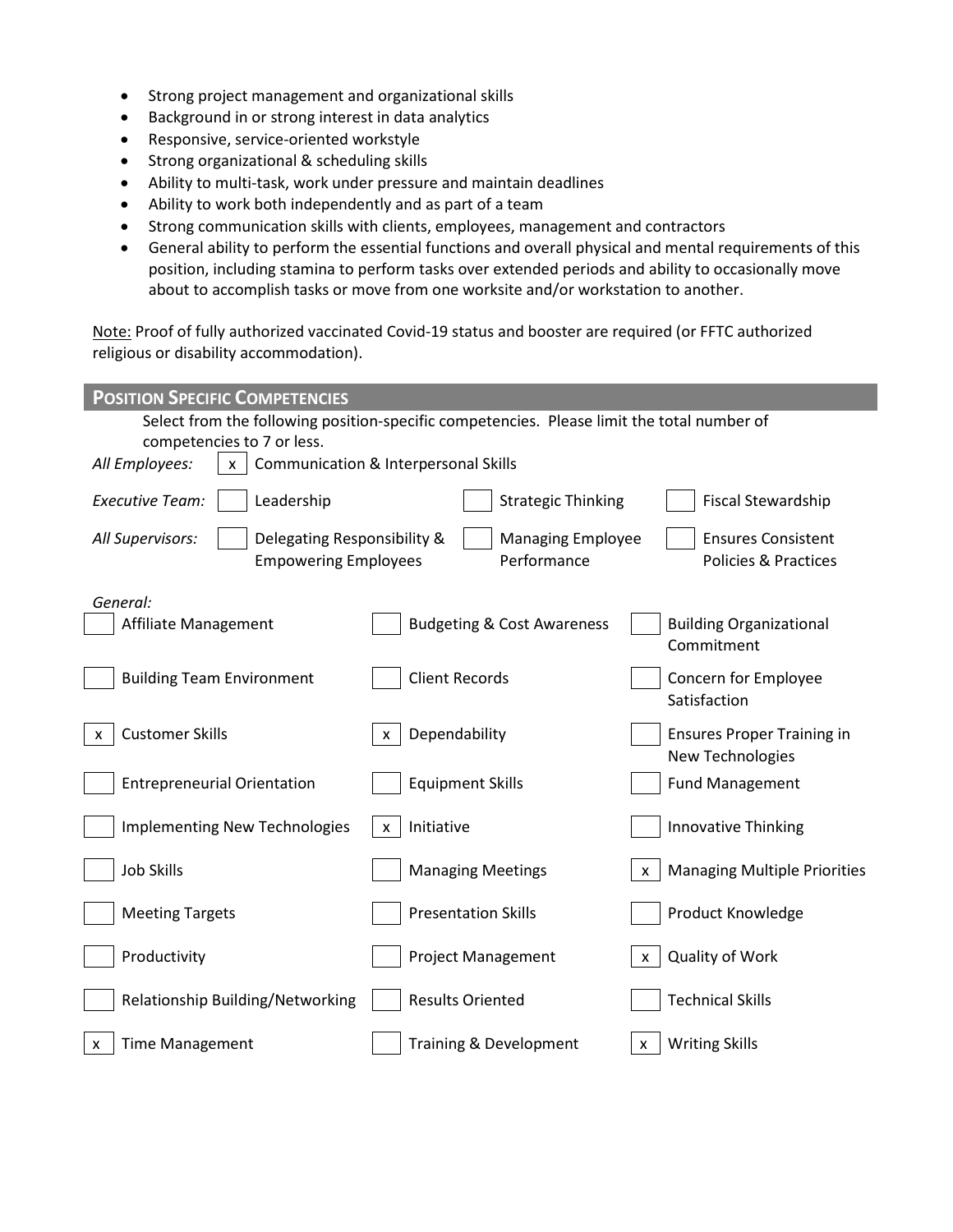- Strong project management and organizational skills
- Background in or strong interest in data analytics
- Responsive, service-oriented workstyle
- Strong organizational & scheduling skills
- Ability to multi-task, work under pressure and maintain deadlines
- Ability to work both independently and as part of a team
- Strong communication skills with clients, employees, management and contractors
- General ability to perform the essential functions and overall physical and mental requirements of this position, including stamina to perform tasks over extended periods and ability to occasionally move about to accomplish tasks or move from one worksite and/or workstation to another.

Note: Proof of fully authorized vaccinated Covid-19 status and booster are required (or FFTC authorized religious or disability accommodation).

## POSITION SPECIFIC COMPETENCIES

Select from the following position-specific competencies. Please limit the total number of competencies to 7 or less.

*All Employees:* [x] Communication & Interpersonal Skills

*Executive Team:* [ ] Leadership [ ] Strategic Thinking [ ] Fiscal Stewardship

*All Supervisors:* [ ] Delegating Responsibility & Empowering Employees [ ] Managing Employee Performance [ ] Ensures Consistent Policies & Practices

*General:*

| | | |
|---|---|---|
| [ ] Affiliate Management | [ ] Budgeting & Cost Awareness | [ ] Building Organizational Commitment |
| [ ] Building Team Environment | [ ] Client Records | [ ] Concern for Employee Satisfaction |
| [x] Customer Skills | [x] Dependability | [ ] Ensures Proper Training in New Technologies |
| [ ] Entrepreneurial Orientation | [ ] Equipment Skills | [ ] Fund Management |
| [ ] Implementing New Technologies | [x] Initiative | [ ] Innovative Thinking |
| [ ] Job Skills | [ ] Managing Meetings | [x] Managing Multiple Priorities |
| [ ] Meeting Targets | [ ] Presentation Skills | [ ] Product Knowledge |
| [ ] Productivity | [ ] Project Management | [x] Quality of Work |
| [ ] Relationship Building/Networking | [ ] Results Oriented | [ ] Technical Skills |
| [x] Time Management | [ ] Training & Development | [x] Writing Skills |